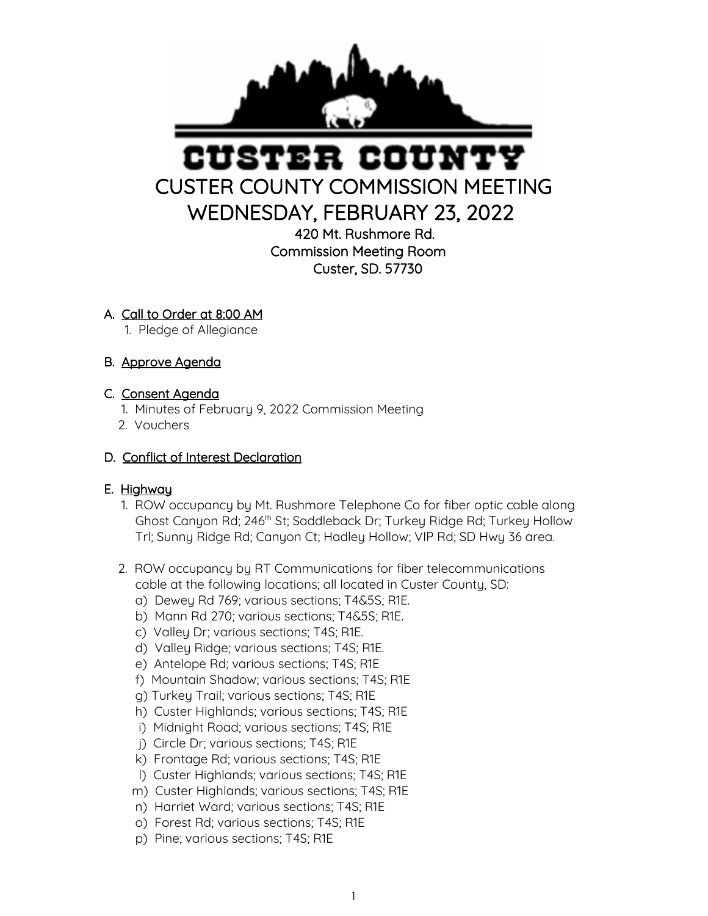# CUSTER COUNTY

# CUSTER COUNTY COMMISSION MEETING
# WEDNESDAY, FEBRUARY 23, 2022

420 Mt. Rushmore Rd.
Commission Meeting Room
Custer, SD. 57730

A. Call to Order at 8:00 AM
   1. Pledge of Allegiance

B. Approve Agenda

C. Consent Agenda
   1. Minutes of February 9, 2022 Commission Meeting
   2. Vouchers

D. Conflict of Interest Declaration

E. Highway
   1. ROW occupancy by Mt. Rushmore Telephone Co for fiber optic cable along Ghost Canyon Rd; 246th St; Saddleback Dr; Turkey Ridge Rd; Turkey Hollow Trl; Sunny Ridge Rd; Canyon Ct; Hadley Hollow; VIP Rd; SD Hwy 36 area.

   2. ROW occupancy by RT Communications for fiber telecommunications cable at the following locations; all located in Custer County, SD:
      a) Dewey Rd 769; various sections; T4&5S; R1E.
      b) Mann Rd 270; various sections; T4&5S; R1E.
      c) Valley Dr; various sections; T4S; R1E.
      d) Valley Ridge; various sections; T4S; R1E.
      e) Antelope Rd; various sections; T4S; R1E
      f) Mountain Shadow; various sections; T4S; R1E
      g) Turkey Trail; various sections; T4S; R1E
      h) Custer Highlands; various sections; T4S; R1E
      i) Midnight Road; various sections; T4S; R1E
      j) Circle Dr; various sections; T4S; R1E
      k) Frontage Rd; various sections; T4S; R1E
      l) Custer Highlands; various sections; T4S; R1E
      m) Custer Highlands; various sections; T4S; R1E
      n) Harriet Ward; various sections; T4S; R1E
      o) Forest Rd; various sections; T4S; R1E
      p) Pine; various sections; T4S; R1E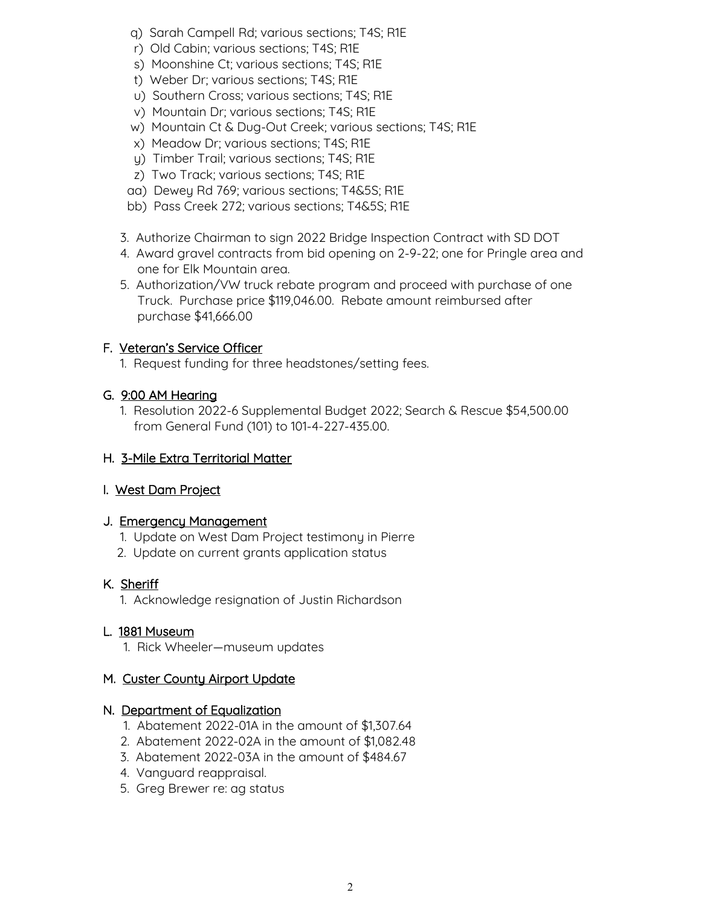q) Sarah Campell Rd; various sections; T4S; R1E
r) Old Cabin; various sections; T4S; R1E
s) Moonshine Ct; various sections; T4S; R1E
t) Weber Dr; various sections; T4S; R1E
u) Southern Cross; various sections; T4S; R1E
v) Mountain Dr; various sections; T4S; R1E
w) Mountain Ct & Dug-Out Creek; various sections; T4S; R1E
x) Meadow Dr; various sections; T4S; R1E
y) Timber Trail; various sections; T4S; R1E
z) Two Track; various sections; T4S; R1E
aa) Dewey Rd 769; various sections; T4&5S; R1E
bb) Pass Creek 272; various sections; T4&5S; R1E

3. Authorize Chairman to sign 2022 Bridge Inspection Contract with SD DOT
4. Award gravel contracts from bid opening on 2-9-22; one for Pringle area and one for Elk Mountain area.
5. Authorization/VW truck rebate program and proceed with purchase of one Truck. Purchase price $119,046.00. Rebate amount reimbursed after purchase $41,666.00

F. <u>Veteran's Service Officer</u>

1. Request funding for three headstones/setting fees.

G. <u>9:00 AM Hearing</u>

1. Resolution 2022-6 Supplemental Budget 2022; Search & Rescue $54,500.00 from General Fund (101) to 101-4-227-435.00.

H. <u>3-Mile Extra Territorial Matter</u>

I. <u>West Dam Project</u>

J. <u>Emergency Management</u>

1. Update on West Dam Project testimony in Pierre
2. Update on current grants application status

K. <u>Sheriff</u>

1. Acknowledge resignation of Justin Richardson

L. <u>1881 Museum</u>

1. Rick Wheeler—museum updates

M. <u>Custer County Airport Update</u>

N. <u>Department of Equalization</u>

1. Abatement 2022-01A in the amount of $1,307.64
2. Abatement 2022-02A in the amount of $1,082.48
3. Abatement 2022-03A in the amount of $484.67
4. Vanguard reappraisal.
5. Greg Brewer re: ag status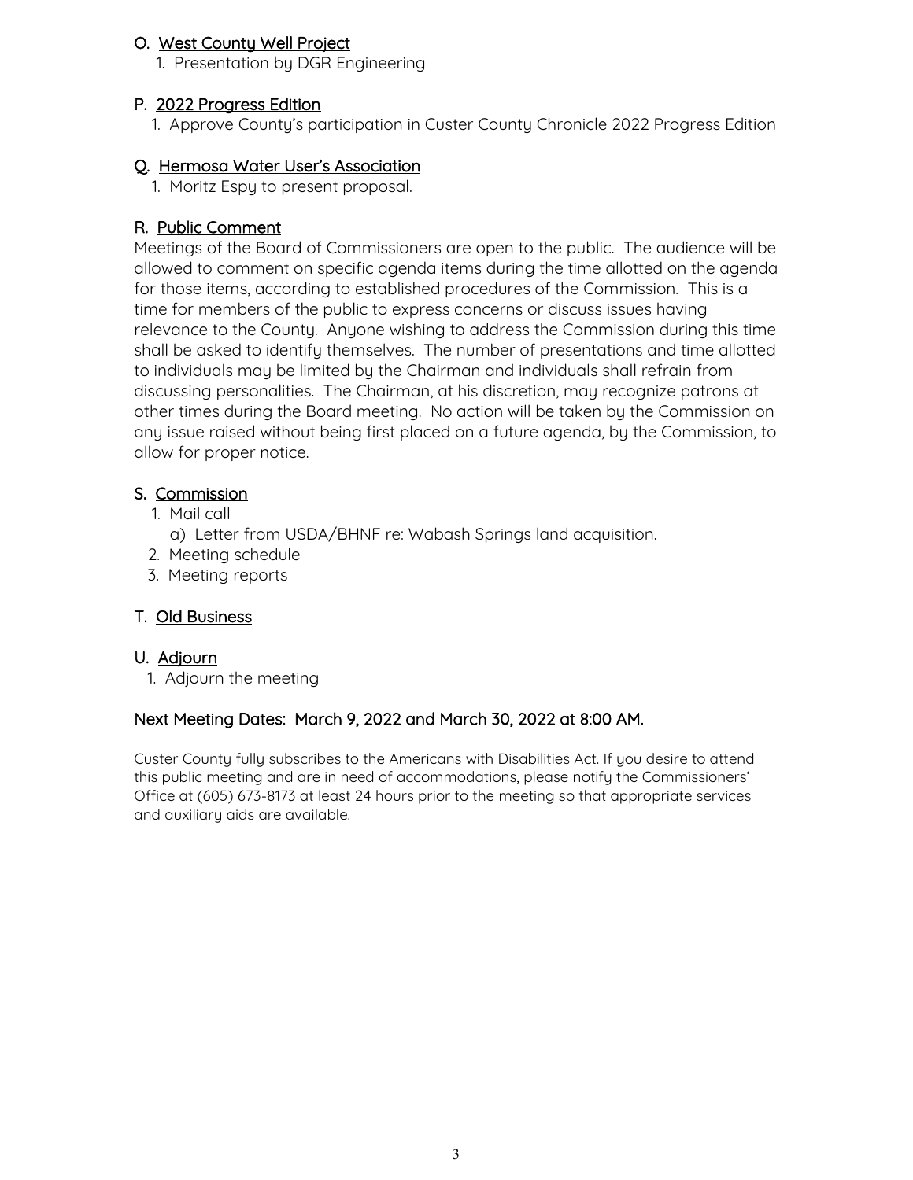## O. West County Well Project

1. Presentation by DGR Engineering

## P. 2022 Progress Edition

1. Approve County's participation in Custer County Chronicle 2022 Progress Edition

## Q. Hermosa Water User's Association

1. Moritz Espy to present proposal.

## R. Public Comment

Meetings of the Board of Commissioners are open to the public. The audience will be allowed to comment on specific agenda items during the time allotted on the agenda for those items, according to established procedures of the Commission. This is a time for members of the public to express concerns or discuss issues having relevance to the County. Anyone wishing to address the Commission during this time shall be asked to identify themselves. The number of presentations and time allotted to individuals may be limited by the Chairman and individuals shall refrain from discussing personalities. The Chairman, at his discretion, may recognize patrons at other times during the Board meeting. No action will be taken by the Commission on any issue raised without being first placed on a future agenda, by the Commission, to allow for proper notice.

## S. Commission

1. Mail call
   a) Letter from USDA/BHNF re: Wabash Springs land acquisition.
2. Meeting schedule
3. Meeting reports

## T. Old Business

## U. Adjourn

1. Adjourn the meeting

## Next Meeting Dates: March 9, 2022 and March 30, 2022 at 8:00 AM.

Custer County fully subscribes to the Americans with Disabilities Act. If you desire to attend this public meeting and are in need of accommodations, please notify the Commissioners' Office at (605) 673-8173 at least 24 hours prior to the meeting so that appropriate services and auxiliary aids are available.